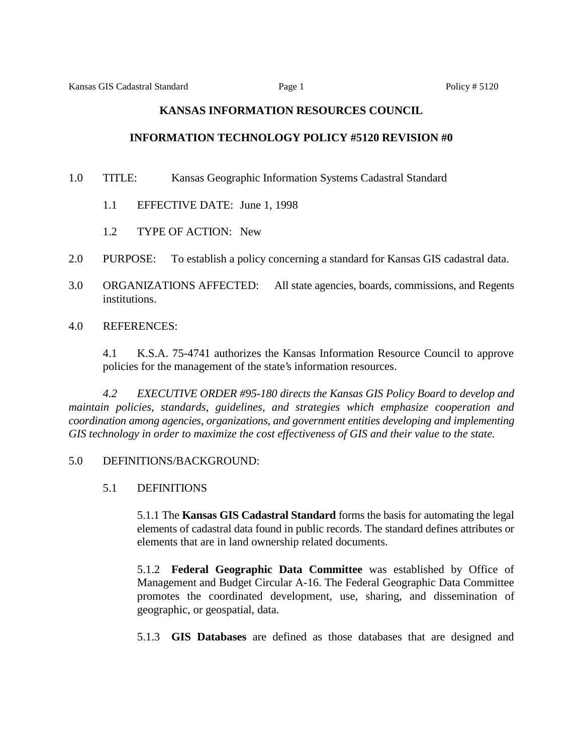# KANSAS INFORMATION RESOURCES COUNCIL

## INFORMATION TECHNOLOGY POLICY #5120 REVISION #0

1.0 TITLE: Kansas Geographic Information Systems Cadastral Standard

1.1 EFFECTIVE DATE: June 1, 1998

1.2 TYPE OF ACTION: New

2.0 PURPOSE: To establish a policy concerning a standard for Kansas GIS cadastral data.

3.0 ORGANIZATIONS AFFECTED: All state agencies, boards, commissions, and Regents institutions.

4.0 REFERENCES:

4.1 K.S.A. 75-4741 authorizes the Kansas Information Resource Council to approve policies for the management of the state's information resources.

*4.2 EXECUTIVE ORDER #95-180 directs the Kansas GIS Policy Board to develop and maintain policies, standards, guidelines, and strategies which emphasize cooperation and coordination among agencies, organizations, and government entities developing and implementing GIS technology in order to maximize the cost effectiveness of GIS and their value to the state.*

5.0 DEFINITIONS/BACKGROUND:

5.1 DEFINITIONS

5.1.1 The **Kansas GIS Cadastral Standard** forms the basis for automating the legal elements of cadastral data found in public records. The standard defines attributes or elements that are in land ownership related documents.

5.1.2 **Federal Geographic Data Committee** was established by Office of Management and Budget Circular A-16. The Federal Geographic Data Committee promotes the coordinated development, use, sharing, and dissemination of geographic, or geospatial, data.

5.1.3 **GIS Databases** are defined as those databases that are designed and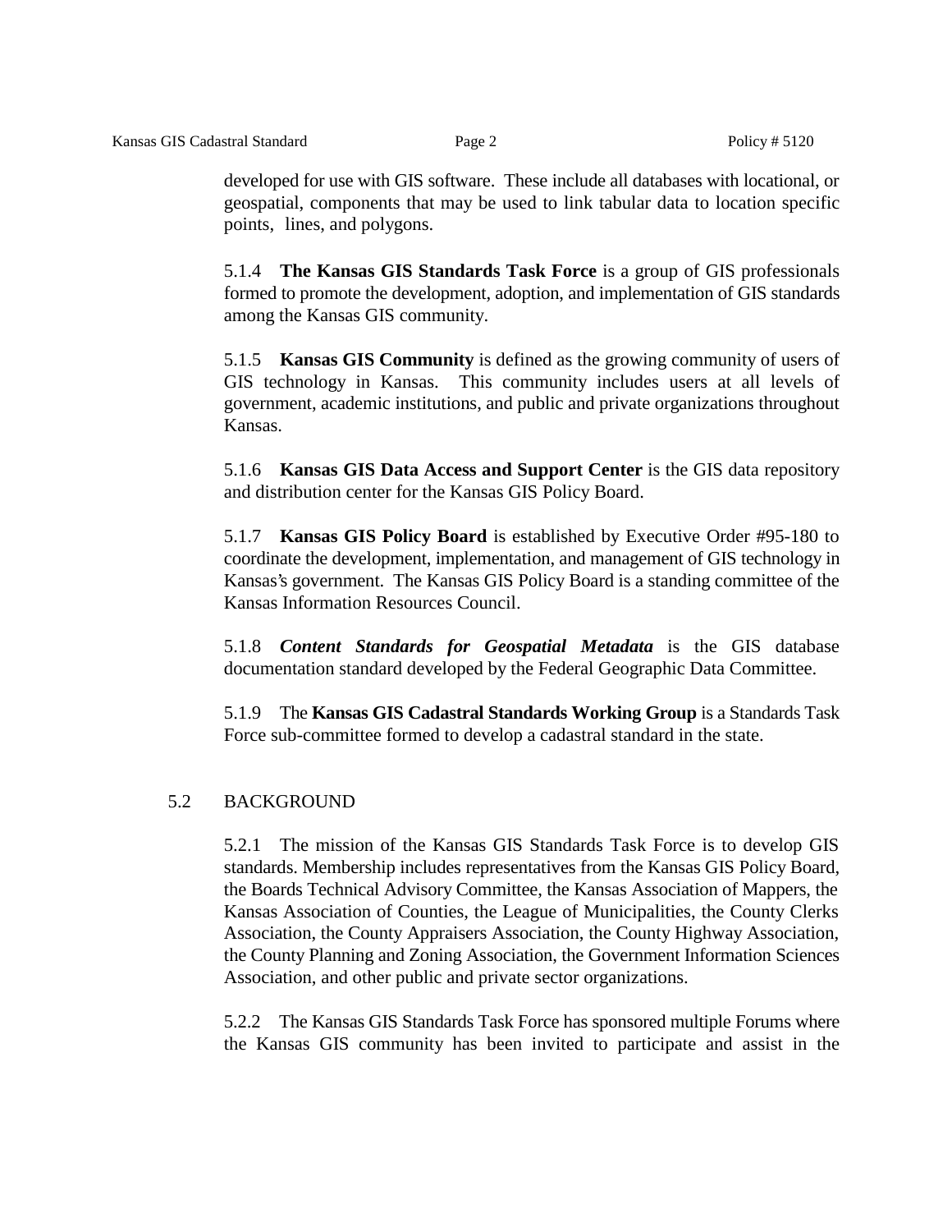developed for use with GIS software. These include all databases with locational, or geospatial, components that may be used to link tabular data to location specific points, lines, and polygons.

5.1.4 **The Kansas GIS Standards Task Force** is a group of GIS professionals formed to promote the development, adoption, and implementation of GIS standards among the Kansas GIS community.

5.1.5 **Kansas GIS Community** is defined as the growing community of users of GIS technology in Kansas. This community includes users at all levels of government, academic institutions, and public and private organizations throughout Kansas.

5.1.6 **Kansas GIS Data Access and Support Center** is the GIS data repository and distribution center for the Kansas GIS Policy Board.

5.1.7 **Kansas GIS Policy Board** is established by Executive Order #95-180 to coordinate the development, implementation, and management of GIS technology in Kansas's government. The Kansas GIS Policy Board is a standing committee of the Kansas Information Resources Council.

5.1.8 ***Content Standards for Geospatial Metadata*** is the GIS database documentation standard developed by the Federal Geographic Data Committee.

5.1.9 The **Kansas GIS Cadastral Standards Working Group** is a Standards Task Force sub-committee formed to develop a cadastral standard in the state.

## 5.2 BACKGROUND

5.2.1 The mission of the Kansas GIS Standards Task Force is to develop GIS standards. Membership includes representatives from the Kansas GIS Policy Board, the Boards Technical Advisory Committee, the Kansas Association of Mappers, the Kansas Association of Counties, the League of Municipalities, the County Clerks Association, the County Appraisers Association, the County Highway Association, the County Planning and Zoning Association, the Government Information Sciences Association, and other public and private sector organizations.

5.2.2 The Kansas GIS Standards Task Force has sponsored multiple Forums where the Kansas GIS community has been invited to participate and assist in the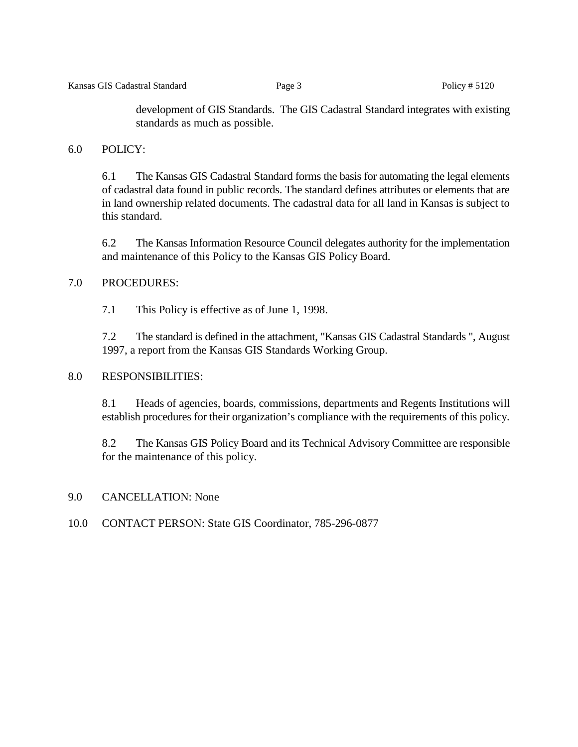development of GIS Standards. The GIS Cadastral Standard integrates with existing standards as much as possible.

## 6.0 POLICY:

6.1 The Kansas GIS Cadastral Standard forms the basis for automating the legal elements of cadastral data found in public records. The standard defines attributes or elements that are in land ownership related documents. The cadastral data for all land in Kansas is subject to this standard.

6.2 The Kansas Information Resource Council delegates authority for the implementation and maintenance of this Policy to the Kansas GIS Policy Board.

## 7.0 PROCEDURES:

7.1 This Policy is effective as of June 1, 1998.

7.2 The standard is defined in the attachment, "Kansas GIS Cadastral Standards ", August 1997, a report from the Kansas GIS Standards Working Group.

## 8.0 RESPONSIBILITIES:

8.1 Heads of agencies, boards, commissions, departments and Regents Institutions will establish procedures for their organization's compliance with the requirements of this policy.

8.2 The Kansas GIS Policy Board and its Technical Advisory Committee are responsible for the maintenance of this policy.

## 9.0 CANCELLATION: None

## 10.0 CONTACT PERSON: State GIS Coordinator, 785-296-0877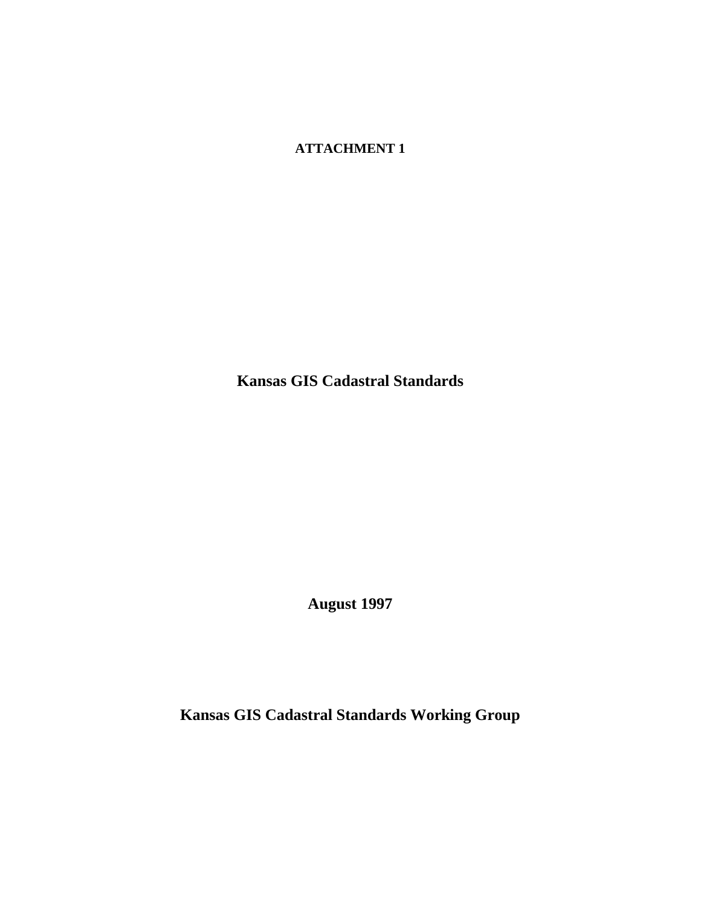**ATTACHMENT 1**

# Kansas GIS Cadastral Standards

**August 1997**

**Kansas GIS Cadastral Standards Working Group**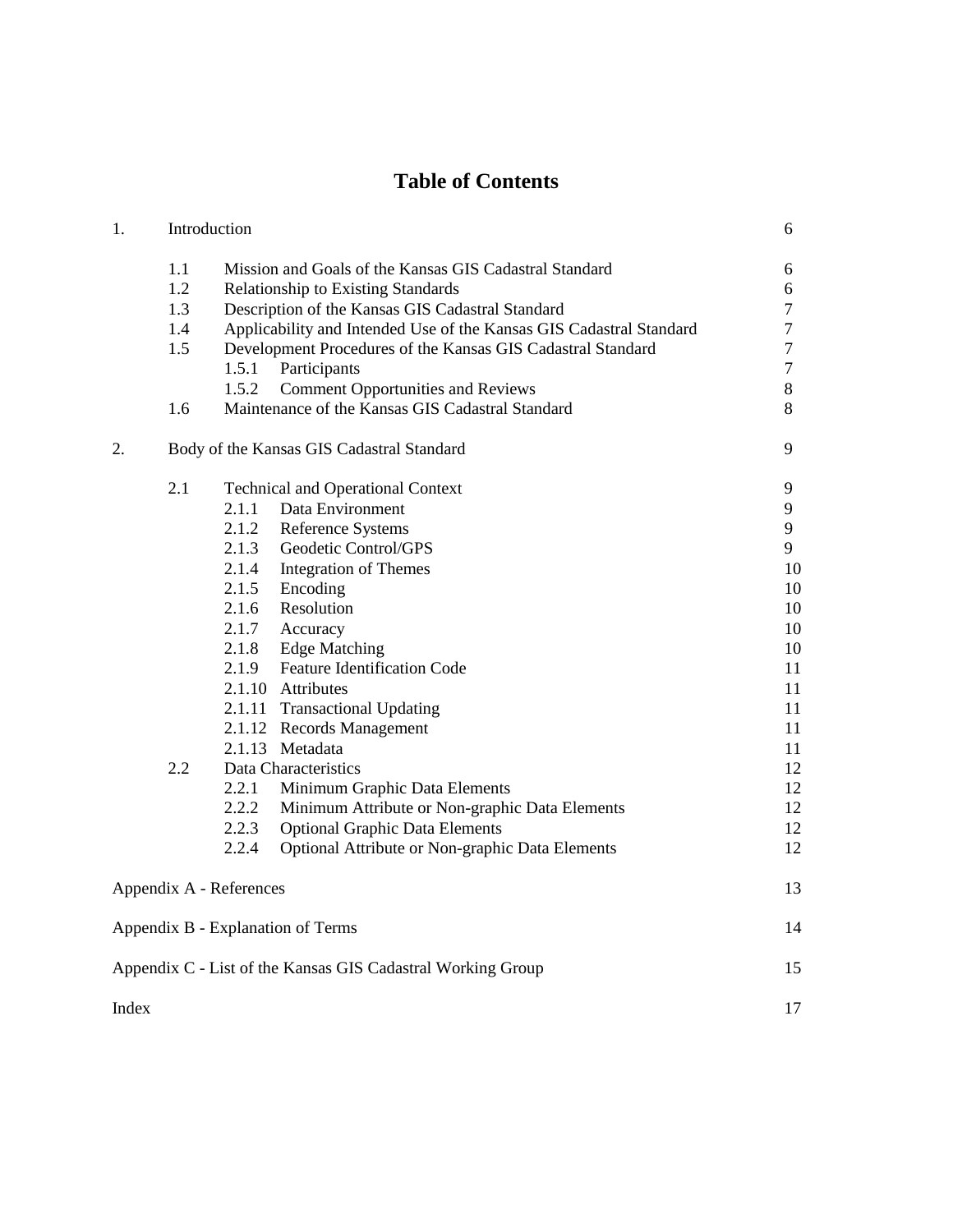# Table of Contents

| | | |
|---|---|---|
| 1. | Introduction | 6 |
| | 1.1 Mission and Goals of the Kansas GIS Cadastral Standard | 6 |
| | 1.2 Relationship to Existing Standards | 6 |
| | 1.3 Description of the Kansas GIS Cadastral Standard | 7 |
| | 1.4 Applicability and Intended Use of the Kansas GIS Cadastral Standard | 7 |
| | 1.5 Development Procedures of the Kansas GIS Cadastral Standard | 7 |
| | 1.5.1 Participants | 7 |
| | 1.5.2 Comment Opportunities and Reviews | 8 |
| | 1.6 Maintenance of the Kansas GIS Cadastral Standard | 8 |
| 2. | Body of the Kansas GIS Cadastral Standard | 9 |
| | 2.1 Technical and Operational Context | 9 |
| | 2.1.1 Data Environment | 9 |
| | 2.1.2 Reference Systems | 9 |
| | 2.1.3 Geodetic Control/GPS | 9 |
| | 2.1.4 Integration of Themes | 10 |
| | 2.1.5 Encoding | 10 |
| | 2.1.6 Resolution | 10 |
| | 2.1.7 Accuracy | 10 |
| | 2.1.8 Edge Matching | 10 |
| | 2.1.9 Feature Identification Code | 11 |
| | 2.1.10 Attributes | 11 |
| | 2.1.11 Transactional Updating | 11 |
| | 2.1.12 Records Management | 11 |
| | 2.1.13 Metadata | 11 |
| | 2.2 Data Characteristics | 12 |
| | 2.2.1 Minimum Graphic Data Elements | 12 |
| | 2.2.2 Minimum Attribute or Non-graphic Data Elements | 12 |
| | 2.2.3 Optional Graphic Data Elements | 12 |
| | 2.2.4 Optional Attribute or Non-graphic Data Elements | 12 |
| Appendix A - References | | 13 |
| Appendix B - Explanation of Terms | | 14 |
| Appendix C - List of the Kansas GIS Cadastral Working Group | | 15 |
| Index | | 17 |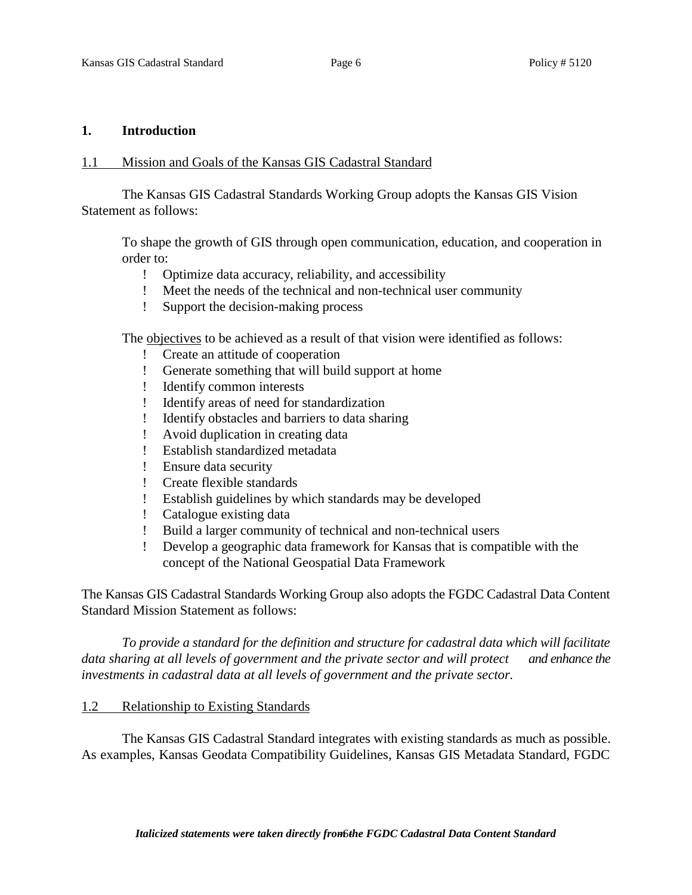# 1. Introduction

## 1.1 Mission and Goals of the Kansas GIS Cadastral Standard

The Kansas GIS Cadastral Standards Working Group adopts the Kansas GIS Vision Statement as follows:

> To shape the growth of GIS through open communication, education, and cooperation in order to:
>
> - Optimize data accuracy, reliability, and accessibility
> - Meet the needs of the technical and non-technical user community
> - Support the decision-making process

The objectives to be achieved as a result of that vision were identified as follows:

- Create an attitude of cooperation
- Generate something that will build support at home
- Identify common interests
- Identify areas of need for standardization
- Identify obstacles and barriers to data sharing
- Avoid duplication in creating data
- Establish standardized metadata
- Ensure data security
- Create flexible standards
- Establish guidelines by which standards may be developed
- Catalogue existing data
- Build a larger community of technical and non-technical users
- Develop a geographic data framework for Kansas that is compatible with the concept of the National Geospatial Data Framework

The Kansas GIS Cadastral Standards Working Group also adopts the FGDC Cadastral Data Content Standard Mission Statement as follows:

*To provide a standard for the definition and structure for cadastral data which will facilitate data sharing at all levels of government and the private sector and will protect and enhance the investments in cadastral data at all levels of government and the private sector.*

## 1.2 Relationship to Existing Standards

The Kansas GIS Cadastral Standard integrates with existing standards as much as possible. As examples, Kansas Geodata Compatibility Guidelines, Kansas GIS Metadata Standard, FGDC

***Italicized statements were taken directly from the FGDC Cadastral Data Content Standard***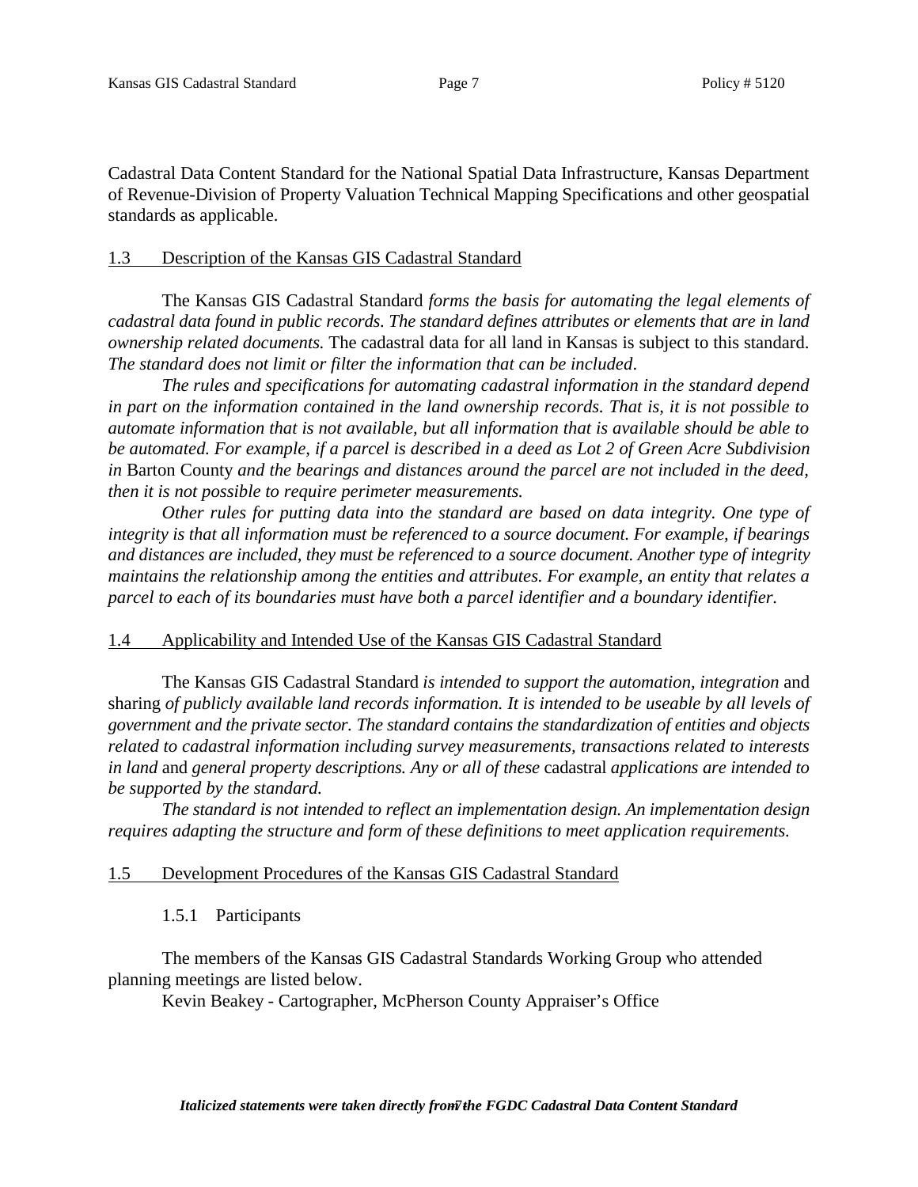Cadastral Data Content Standard for the National Spatial Data Infrastructure, Kansas Department of Revenue-Division of Property Valuation Technical Mapping Specifications and other geospatial standards as applicable.

## 1.3 Description of the Kansas GIS Cadastral Standard

The Kansas GIS Cadastral Standard *forms the basis for automating the legal elements of cadastral data found in public records. The standard defines attributes or elements that are in land ownership related documents.* The cadastral data for all land in Kansas is subject to this standard. *The standard does not limit or filter the information that can be included*.

*The rules and specifications for automating cadastral information in the standard depend in part on the information contained in the land ownership records. That is, it is not possible to automate information that is not available, but all information that is available should be able to be automated. For example, if a parcel is described in a deed as Lot 2 of Green Acre Subdivision in* Barton County *and the bearings and distances around the parcel are not included in the deed, then it is not possible to require perimeter measurements.*

*Other rules for putting data into the standard are based on data integrity. One type of integrity is that all information must be referenced to a source document. For example, if bearings and distances are included, they must be referenced to a source document. Another type of integrity maintains the relationship among the entities and attributes. For example, an entity that relates a parcel to each of its boundaries must have both a parcel identifier and a boundary identifier.*

## 1.4 Applicability and Intended Use of the Kansas GIS Cadastral Standard

The Kansas GIS Cadastral Standard *is intended to support the automation, integration* and sharing *of publicly available land records information. It is intended to be useable by all levels of government and the private sector. The standard contains the standardization of entities and objects related to cadastral information including survey measurements, transactions related to interests in land* and *general property descriptions. Any or all of these* cadastral *applications are intended to be supported by the standard.*

*The standard is not intended to reflect an implementation design. An implementation design requires adapting the structure and form of these definitions to meet application requirements.*

## 1.5 Development Procedures of the Kansas GIS Cadastral Standard

### 1.5.1 Participants

The members of the Kansas GIS Cadastral Standards Working Group who attended planning meetings are listed below.

Kevin Beakey - Cartographer, McPherson County Appraiser's Office

***Italicized statements were taken directly from the FGDC Cadastral Data Content Standard***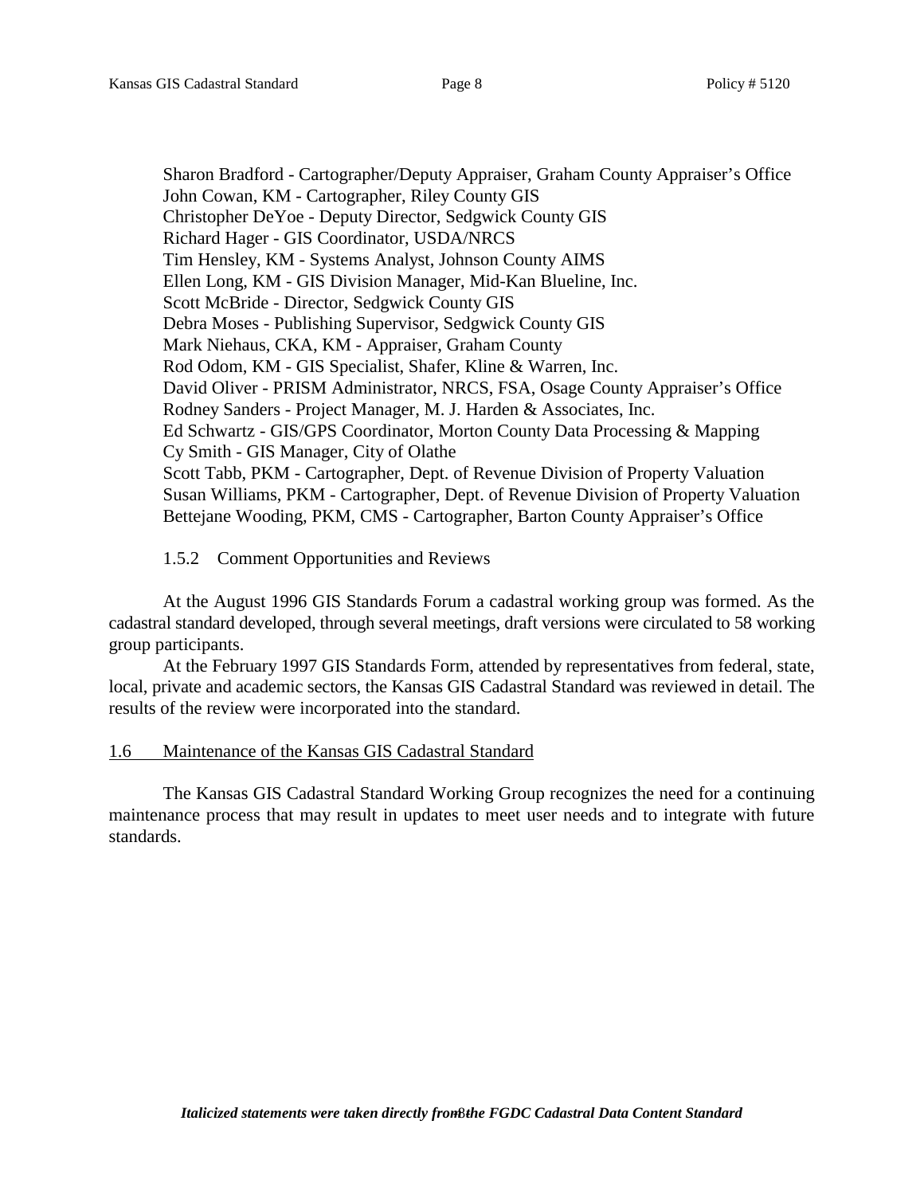Sharon Bradford - Cartographer/Deputy Appraiser, Graham County Appraiser's Office
John Cowan, KM - Cartographer, Riley County GIS
Christopher DeYoe - Deputy Director, Sedgwick County GIS
Richard Hager - GIS Coordinator, USDA/NRCS
Tim Hensley, KM - Systems Analyst, Johnson County AIMS
Ellen Long, KM - GIS Division Manager, Mid-Kan Blueline, Inc.
Scott McBride - Director, Sedgwick County GIS
Debra Moses - Publishing Supervisor, Sedgwick County GIS
Mark Niehaus, CKA, KM - Appraiser, Graham County
Rod Odom, KM - GIS Specialist, Shafer, Kline & Warren, Inc.
David Oliver - PRISM Administrator, NRCS, FSA, Osage County Appraiser's Office
Rodney Sanders - Project Manager, M. J. Harden & Associates, Inc.
Ed Schwartz - GIS/GPS Coordinator, Morton County Data Processing & Mapping
Cy Smith - GIS Manager, City of Olathe
Scott Tabb, PKM - Cartographer, Dept. of Revenue Division of Property Valuation
Susan Williams, PKM - Cartographer, Dept. of Revenue Division of Property Valuation
Bettejane Wooding, PKM, CMS - Cartographer, Barton County Appraiser's Office

#### 1.5.2 Comment Opportunities and Reviews

At the August 1996 GIS Standards Forum a cadastral working group was formed. As the cadastral standard developed, through several meetings, draft versions were circulated to 58 working group participants.

At the February 1997 GIS Standards Form, attended by representatives from federal, state, local, private and academic sectors, the Kansas GIS Cadastral Standard was reviewed in detail. The results of the review were incorporated into the standard.

### 1.6 Maintenance of the Kansas GIS Cadastral Standard

The Kansas GIS Cadastral Standard Working Group recognizes the need for a continuing maintenance process that may result in updates to meet user needs and to integrate with future standards.

***Italicized statements were taken directly from the FGDC Cadastral Data Content Standard***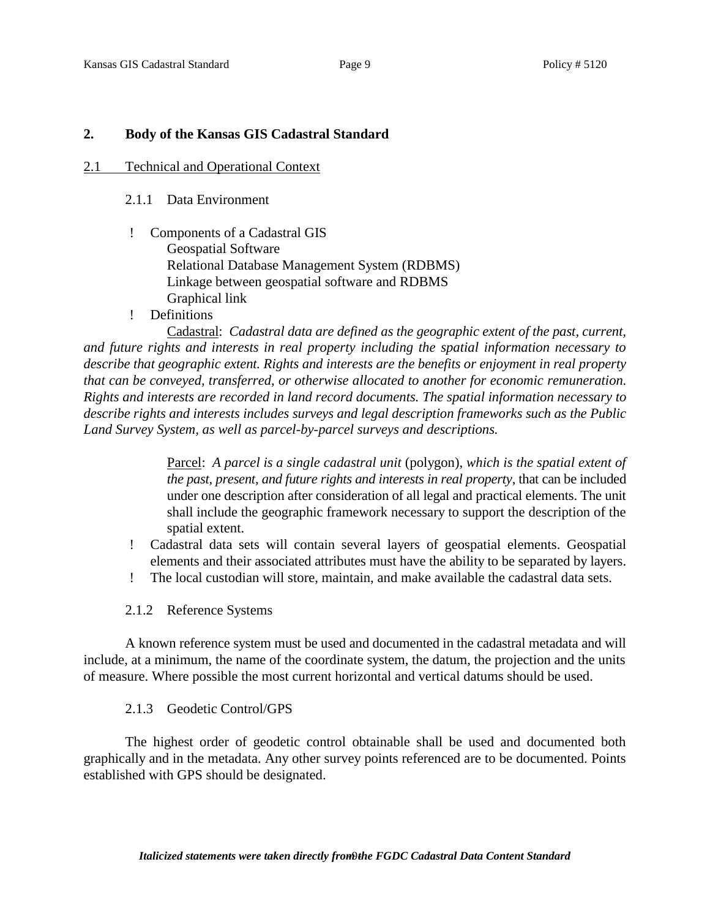## 2. Body of the Kansas GIS Cadastral Standard

### 2.1 Technical and Operational Context

#### 2.1.1 Data Environment

- Components of a Cadastral GIS
  - Geospatial Software
  - Relational Database Management System (RDBMS)
  - Linkage between geospatial software and RDBMS
  - Graphical link
- Definitions

  Cadastral: *Cadastral data are defined as the geographic extent of the past, current, and future rights and interests in real property including the spatial information necessary to describe that geographic extent. Rights and interests are the benefits or enjoyment in real property that can be conveyed, transferred, or otherwise allocated to another for economic remuneration. Rights and interests are recorded in land record documents. The spatial information necessary to describe rights and interests includes surveys and legal description frameworks such as the Public Land Survey System, as well as parcel-by-parcel surveys and descriptions.*

  Parcel: *A parcel is a single cadastral unit* (polygon), *which is the spatial extent of the past, present, and future rights and interests in real property*, that can be included under one description after consideration of all legal and practical elements. The unit shall include the geographic framework necessary to support the description of the spatial extent.
- Cadastral data sets will contain several layers of geospatial elements. Geospatial elements and their associated attributes must have the ability to be separated by layers.
- The local custodian will store, maintain, and make available the cadastral data sets.

#### 2.1.2 Reference Systems

A known reference system must be used and documented in the cadastral metadata and will include, at a minimum, the name of the coordinate system, the datum, the projection and the units of measure. Where possible the most current horizontal and vertical datums should be used.

#### 2.1.3 Geodetic Control/GPS

The highest order of geodetic control obtainable shall be used and documented both graphically and in the metadata. Any other survey points referenced are to be documented. Points established with GPS should be designated.

***Italicized statements were taken directly from the FGDC Cadastral Data Content Standard***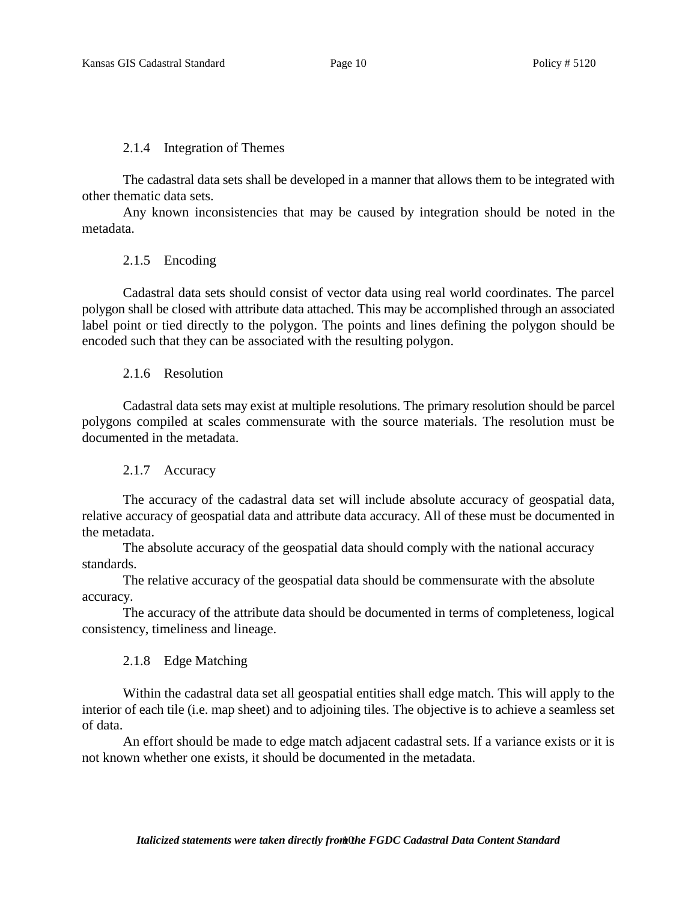### 2.1.4 Integration of Themes

The cadastral data sets shall be developed in a manner that allows them to be integrated with other thematic data sets.

Any known inconsistencies that may be caused by integration should be noted in the metadata.

### 2.1.5 Encoding

Cadastral data sets should consist of vector data using real world coordinates. The parcel polygon shall be closed with attribute data attached. This may be accomplished through an associated label point or tied directly to the polygon. The points and lines defining the polygon should be encoded such that they can be associated with the resulting polygon.

### 2.1.6 Resolution

Cadastral data sets may exist at multiple resolutions. The primary resolution should be parcel polygons compiled at scales commensurate with the source materials. The resolution must be documented in the metadata.

### 2.1.7 Accuracy

The accuracy of the cadastral data set will include absolute accuracy of geospatial data, relative accuracy of geospatial data and attribute data accuracy. All of these must be documented in the metadata.

The absolute accuracy of the geospatial data should comply with the national accuracy standards.

The relative accuracy of the geospatial data should be commensurate with the absolute accuracy.

The accuracy of the attribute data should be documented in terms of completeness, logical consistency, timeliness and lineage.

### 2.1.8 Edge Matching

Within the cadastral data set all geospatial entities shall edge match. This will apply to the interior of each tile (i.e. map sheet) and to adjoining tiles. The objective is to achieve a seamless set of data.

An effort should be made to edge match adjacent cadastral sets. If a variance exists or it is not known whether one exists, it should be documented in the metadata.

***Italicized statements were taken directly from the FGDC Cadastral Data Content Standard***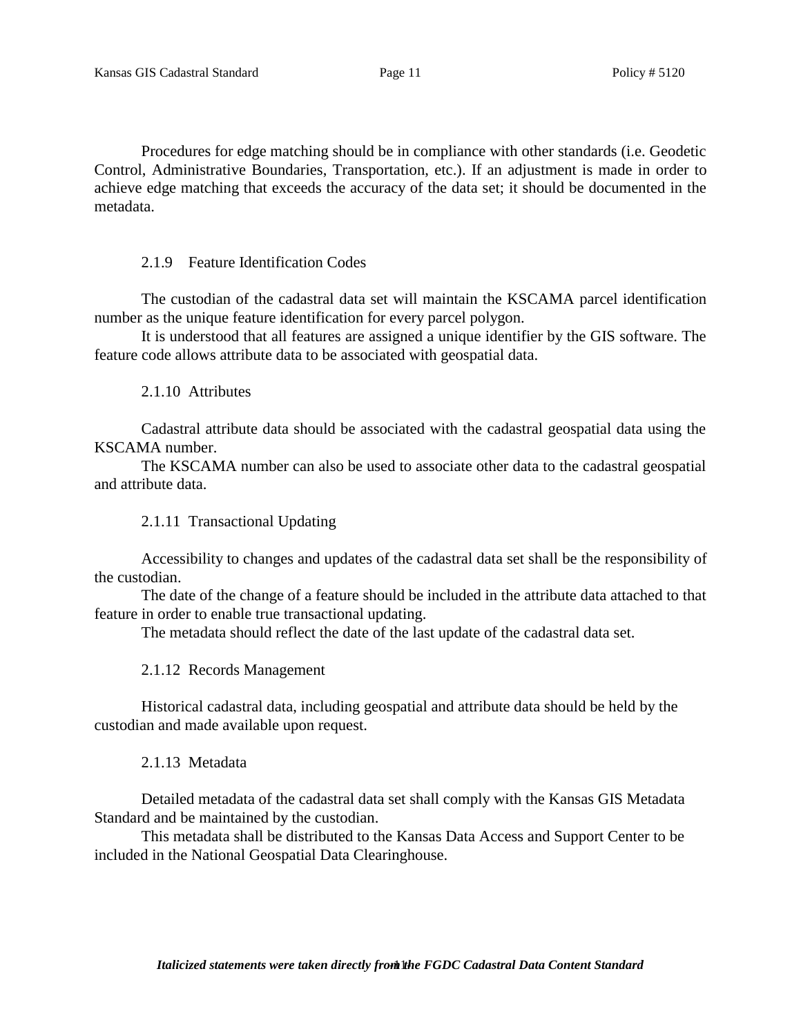Procedures for edge matching should be in compliance with other standards (i.e. Geodetic Control, Administrative Boundaries, Transportation, etc.). If an adjustment is made in order to achieve edge matching that exceeds the accuracy of the data set; it should be documented in the metadata.

#### 2.1.9 Feature Identification Codes

The custodian of the cadastral data set will maintain the KSCAMA parcel identification number as the unique feature identification for every parcel polygon.

It is understood that all features are assigned a unique identifier by the GIS software. The feature code allows attribute data to be associated with geospatial data.

#### 2.1.10 Attributes

Cadastral attribute data should be associated with the cadastral geospatial data using the KSCAMA number.

The KSCAMA number can also be used to associate other data to the cadastral geospatial and attribute data.

#### 2.1.11 Transactional Updating

Accessibility to changes and updates of the cadastral data set shall be the responsibility of the custodian.

The date of the change of a feature should be included in the attribute data attached to that feature in order to enable true transactional updating.

The metadata should reflect the date of the last update of the cadastral data set.

#### 2.1.12 Records Management

Historical cadastral data, including geospatial and attribute data should be held by the custodian and made available upon request.

#### 2.1.13 Metadata

Detailed metadata of the cadastral data set shall comply with the Kansas GIS Metadata Standard and be maintained by the custodian.

This metadata shall be distributed to the Kansas Data Access and Support Center to be included in the National Geospatial Data Clearinghouse.

***Italicized statements were taken directly from the FGDC Cadastral Data Content Standard***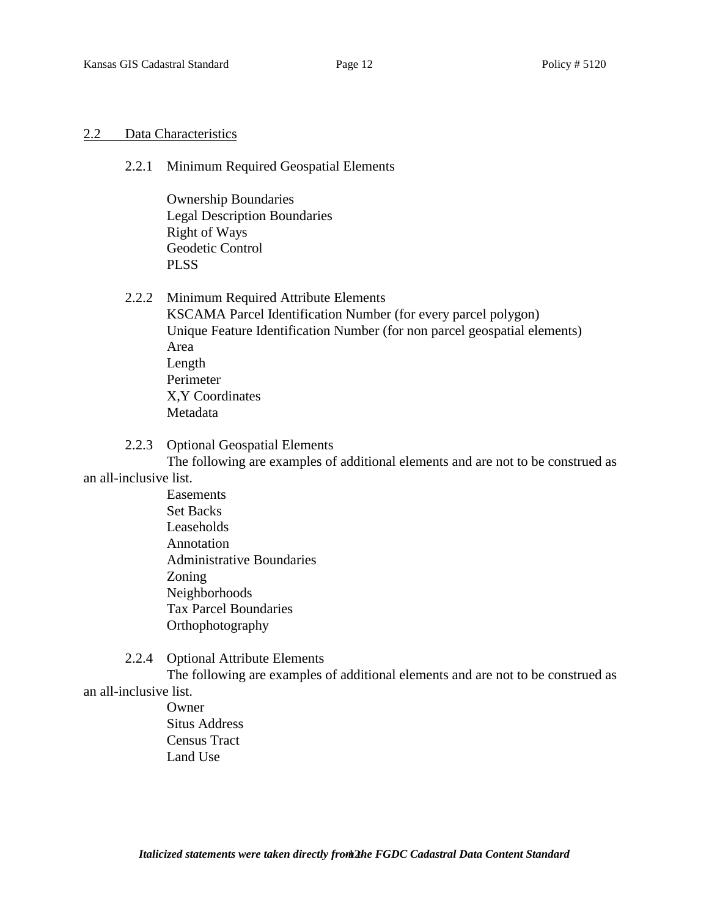## 2.2 Data Characteristics

### 2.2.1 Minimum Required Geospatial Elements

Ownership Boundaries
Legal Description Boundaries
Right of Ways
Geodetic Control
PLSS

### 2.2.2 Minimum Required Attribute Elements

KSCAMA Parcel Identification Number (for every parcel polygon)
Unique Feature Identification Number (for non parcel geospatial elements)
Area
Length
Perimeter
X,Y Coordinates
Metadata

### 2.2.3 Optional Geospatial Elements

The following are examples of additional elements and are not to be construed as an all-inclusive list.

Easements
Set Backs
Leaseholds
Annotation
Administrative Boundaries
Zoning
Neighborhoods
Tax Parcel Boundaries
Orthophotography

### 2.2.4 Optional Attribute Elements

The following are examples of additional elements and are not to be construed as an all-inclusive list.

Owner
Situs Address
Census Tract
Land Use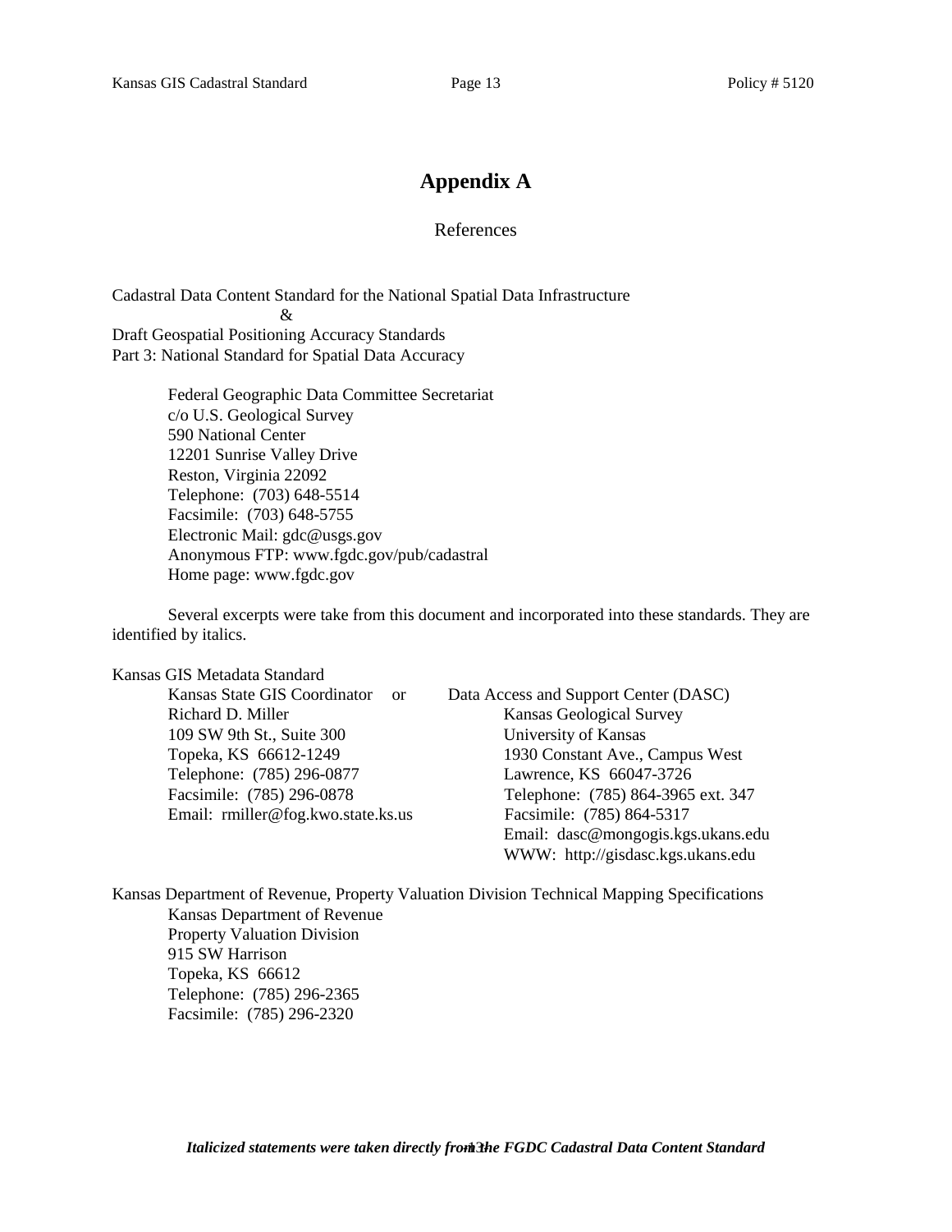# Appendix A

References

Cadastral Data Content Standard for the National Spatial Data Infrastructure
&
Draft Geospatial Positioning Accuracy Standards
Part 3: National Standard for Spatial Data Accuracy

> Federal Geographic Data Committee Secretariat
> c/o U.S. Geological Survey
> 590 National Center
> 12201 Sunrise Valley Drive
> Reston, Virginia 22092
> Telephone: (703) 648-5514
> Facsimile: (703) 648-5755
> Electronic Mail: gdc@usgs.gov
> Anonymous FTP: www.fgdc.gov/pub/cadastral
> Home page: www.fgdc.gov

Several excerpts were take from this document and incorporated into these standards. They are identified by italics.

Kansas GIS Metadata Standard

> Kansas State GIS Coordinator
> Richard D. Miller
> 109 SW 9th St., Suite 300
> Topeka, KS 66612-1249
> Telephone: (785) 296-0877
> Facsimile: (785) 296-0878
> Email: rmiller@fog.kwo.state.ks.us

or

> Data Access and Support Center (DASC)
> Kansas Geological Survey
> University of Kansas
> 1930 Constant Ave., Campus West
> Lawrence, KS 66047-3726
> Telephone: (785) 864-3965 ext. 347
> Facsimile: (785) 864-5317
> Email: dasc@mongogis.kgs.ukans.edu
> WWW: http://gisdasc.kgs.ukans.edu

Kansas Department of Revenue, Property Valuation Division Technical Mapping Specifications

> Kansas Department of Revenue
> Property Valuation Division
> 915 SW Harrison
> Topeka, KS 66612
> Telephone: (785) 296-2365
> Facsimile: (785) 296-2320

***Italicized statements were taken directly from the FGDC Cadastral Data Content Standard***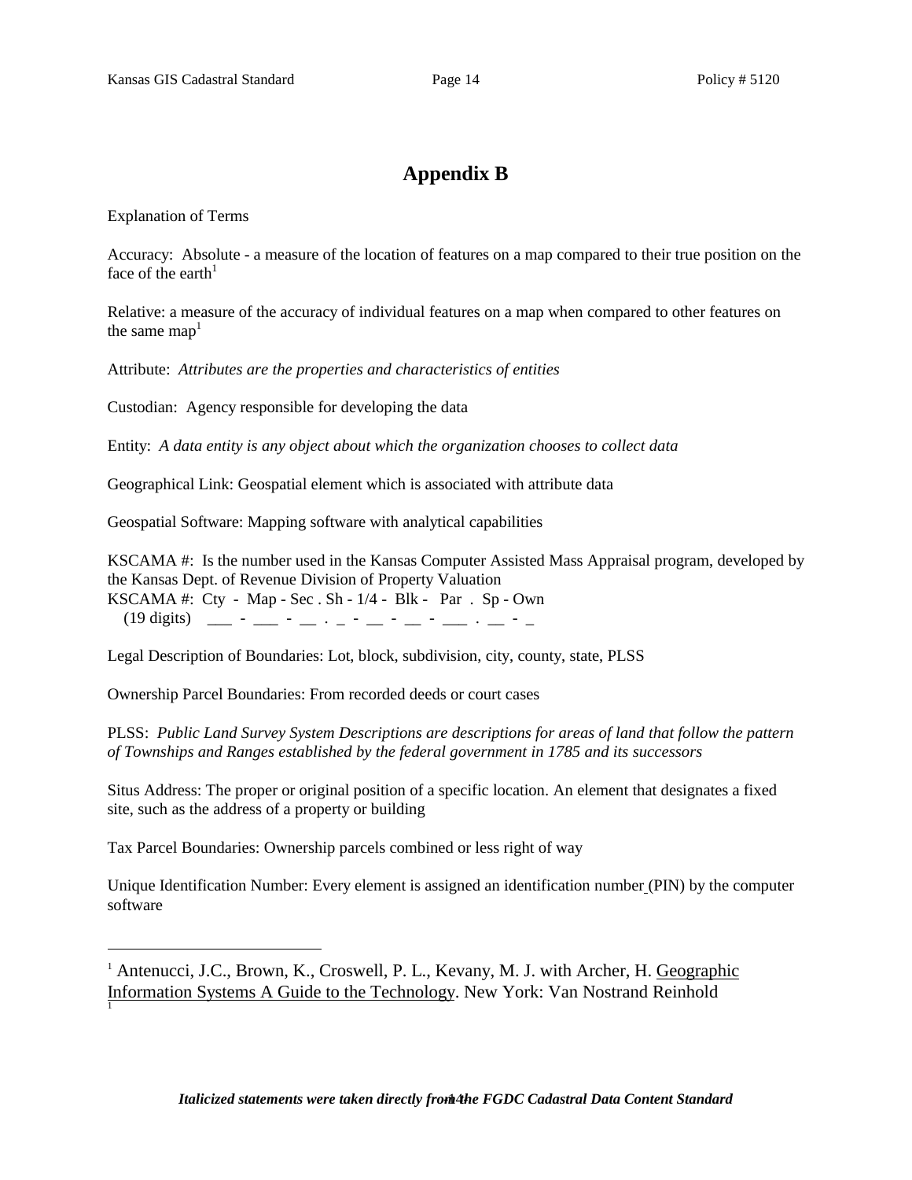# Appendix B

Explanation of Terms

Accuracy: Absolute - a measure of the location of features on a map compared to their true position on the face of the earth[1]

Relative: a measure of the accuracy of individual features on a map when compared to other features on the same map[1]

Attribute: *Attributes are the properties and characteristics of entities*

Custodian: Agency responsible for developing the data

Entity: *A data entity is any object about which the organization chooses to collect data*

Geographical Link: Geospatial element which is associated with attribute data

Geospatial Software: Mapping software with analytical capabilities

KSCAMA #: Is the number used in the Kansas Computer Assisted Mass Appraisal program, developed by the Kansas Dept. of Revenue Division of Property Valuation
KSCAMA #: Cty - Map - Sec . Sh - 1/4 - Blk - Par . Sp - Own
(19 digits) ___ - ___ - __ . _ - __ - __ - ___ . __ - _

Legal Description of Boundaries: Lot, block, subdivision, city, county, state, PLSS

Ownership Parcel Boundaries: From recorded deeds or court cases

PLSS: *Public Land Survey System Descriptions are descriptions for areas of land that follow the pattern of Townships and Ranges established by the federal government in 1785 and its successors*

Situs Address: The proper or original position of a specific location. An element that designates a fixed site, such as the address of a property or building

Tax Parcel Boundaries: Ownership parcels combined or less right of way

Unique Identification Number: Every element is assigned an identification number (PIN) by the computer software

---

[1] Antenucci, J.C., Brown, K., Croswell, P. L., Kevany, M. J. with Archer, H. Geographic Information Systems A Guide to the Technology. New York: Van Nostrand Reinhold

*Italicized statements were taken directly from the FGDC Cadastral Data Content Standard*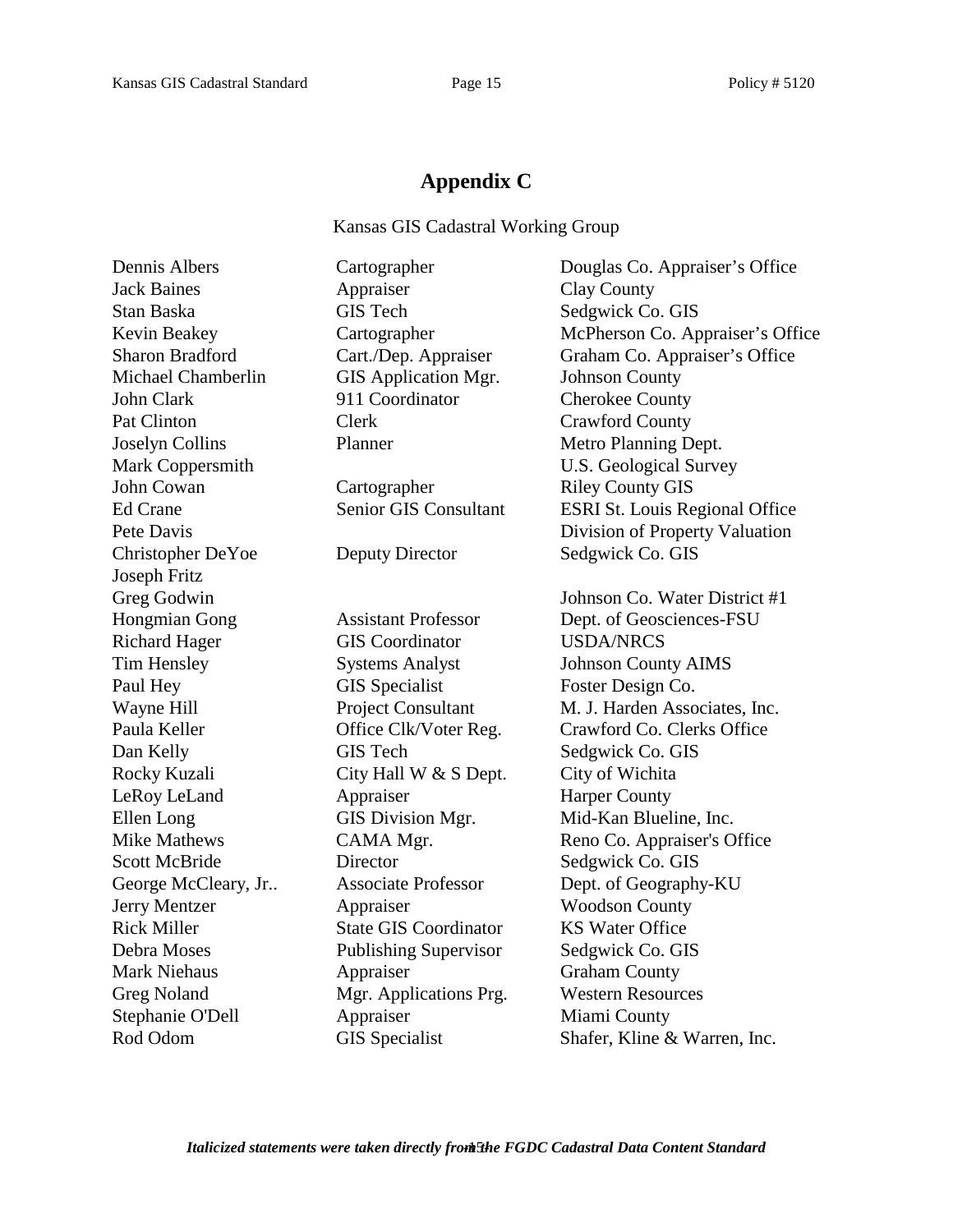## Appendix C

Kansas GIS Cadastral Working Group

| Name | Title | Organization |
|---|---|---|
| Dennis Albers | Cartographer | Douglas Co. Appraiser's Office |
| Jack Baines | Appraiser | Clay County |
| Stan Baska | GIS Tech | Sedgwick Co. GIS |
| Kevin Beakey | Cartographer | McPherson Co. Appraiser's Office |
| Sharon Bradford | Cart./Dep. Appraiser | Graham Co. Appraiser's Office |
| Michael Chamberlin | GIS Application Mgr. | Johnson County |
| John Clark | 911 Coordinator | Cherokee County |
| Pat Clinton | Clerk | Crawford County |
| Joselyn Collins | Planner | Metro Planning Dept. |
| Mark Coppersmith | | U.S. Geological Survey |
| John Cowan | Cartographer | Riley County GIS |
| Ed Crane | Senior GIS Consultant | ESRI St. Louis Regional Office |
| Pete Davis | | Division of Property Valuation |
| Christopher DeYoe | Deputy Director | Sedgwick Co. GIS |
| Joseph Fritz | | |
| Greg Godwin | | Johnson Co. Water District #1 |
| Hongmian Gong | Assistant Professor | Dept. of Geosciences-FSU |
| Richard Hager | GIS Coordinator | USDA/NRCS |
| Tim Hensley | Systems Analyst | Johnson County AIMS |
| Paul Hey | GIS Specialist | Foster Design Co. |
| Wayne Hill | Project Consultant | M. J. Harden Associates, Inc. |
| Paula Keller | Office Clk/Voter Reg. | Crawford Co. Clerks Office |
| Dan Kelly | GIS Tech | Sedgwick Co. GIS |
| Rocky Kuzali | City Hall W & S Dept. | City of Wichita |
| LeRoy LeLand | Appraiser | Harper County |
| Ellen Long | GIS Division Mgr. | Mid-Kan Blueline, Inc. |
| Mike Mathews | CAMA Mgr. | Reno Co. Appraiser's Office |
| Scott McBride | Director | Sedgwick Co. GIS |
| George McCleary, Jr.. | Associate Professor | Dept. of Geography-KU |
| Jerry Mentzer | Appraiser | Woodson County |
| Rick Miller | State GIS Coordinator | KS Water Office |
| Debra Moses | Publishing Supervisor | Sedgwick Co. GIS |
| Mark Niehaus | Appraiser | Graham County |
| Greg Noland | Mgr. Applications Prg. | Western Resources |
| Stephanie O'Dell | Appraiser | Miami County |
| Rod Odom | GIS Specialist | Shafer, Kline & Warren, Inc. |

***Italicized statements were taken directly from the FGDC Cadastral Data Content Standard***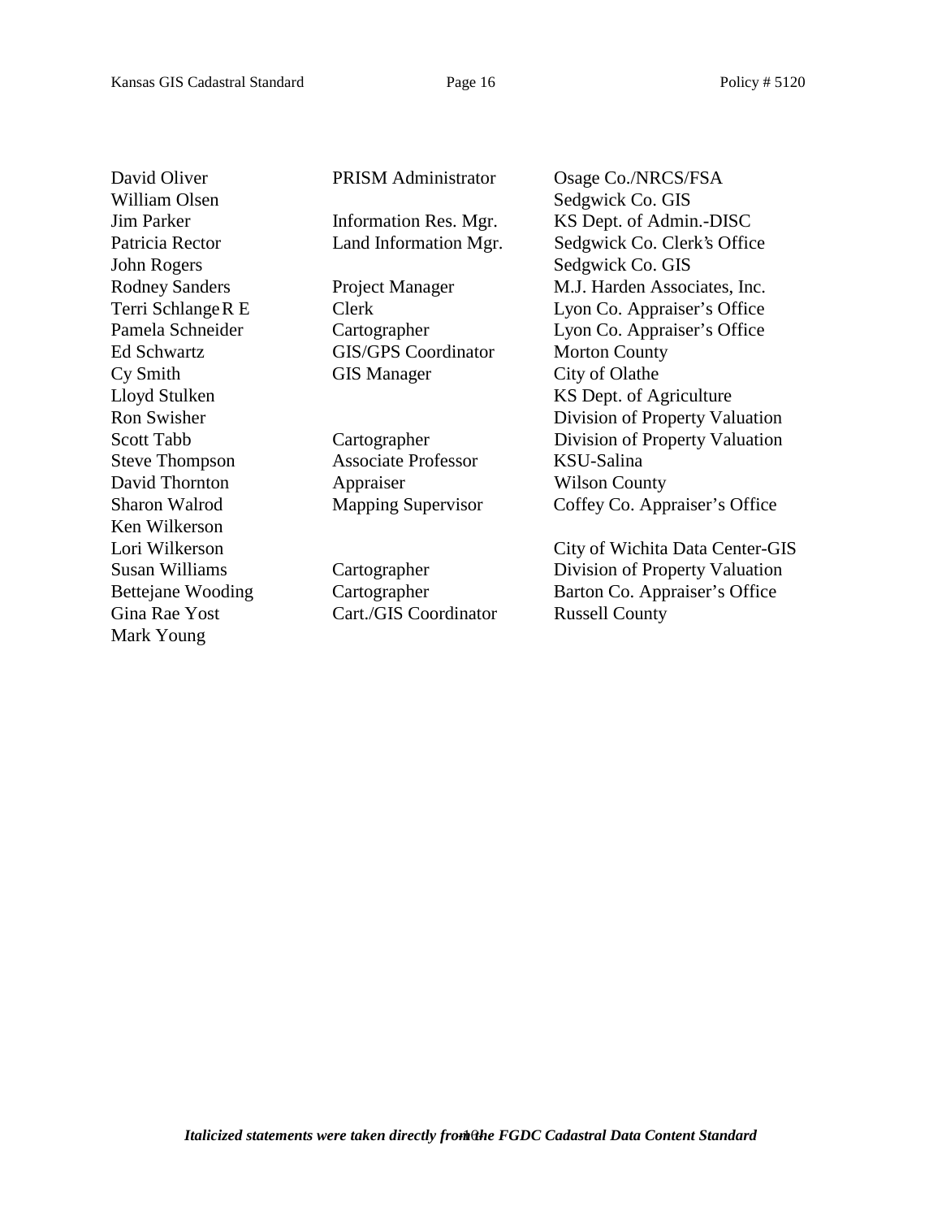| | | |
|---|---|---|
| David Oliver | PRISM Administrator | Osage Co./NRCS/FSA |
| William Olsen | | Sedgwick Co. GIS |
| Jim Parker | Information Res. Mgr. | KS Dept. of Admin.-DISC |
| Patricia Rector | Land Information Mgr. | Sedgwick Co. Clerk's Office |
| John Rogers | | Sedgwick Co. GIS |
| Rodney Sanders | Project Manager | M.J. Harden Associates, Inc. |
| Terri Schlange R E | Clerk | Lyon Co. Appraiser's Office |
| Pamela Schneider | Cartographer | Lyon Co. Appraiser's Office |
| Ed Schwartz | GIS/GPS Coordinator | Morton County |
| Cy Smith | GIS Manager | City of Olathe |
| Lloyd Stulken | | KS Dept. of Agriculture |
| Ron Swisher | | Division of Property Valuation |
| Scott Tabb | Cartographer | Division of Property Valuation |
| Steve Thompson | Associate Professor | KSU-Salina |
| David Thornton | Appraiser | Wilson County |
| Sharon Walrod | Mapping Supervisor | Coffey Co. Appraiser's Office |
| Ken Wilkerson | | |
| Lori Wilkerson | | City of Wichita Data Center-GIS |
| Susan Williams | Cartographer | Division of Property Valuation |
| Bettejane Wooding | Cartographer | Barton Co. Appraiser's Office |
| Gina Rae Yost | Cart./GIS Coordinator | Russell County |
| Mark Young | | |

***Italicized statements were taken directly from the FGDC Cadastral Data Content Standard***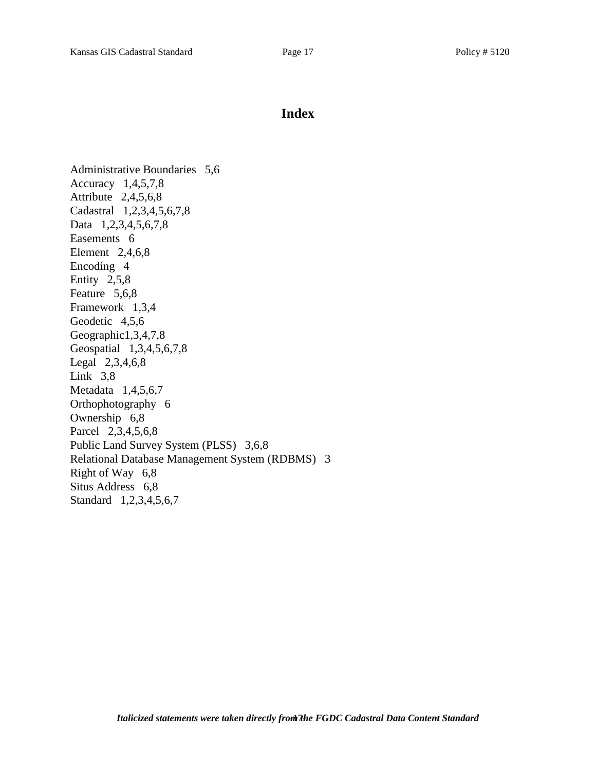# Index

Administrative Boundaries 5,6
Accuracy 1,4,5,7,8
Attribute 2,4,5,6,8
Cadastral 1,2,3,4,5,6,7,8
Data 1,2,3,4,5,6,7,8
Easements 6
Element 2,4,6,8
Encoding 4
Entity 2,5,8
Feature 5,6,8
Framework 1,3,4
Geodetic 4,5,6
Geographic1,3,4,7,8
Geospatial 1,3,4,5,6,7,8
Legal 2,3,4,6,8
Link 3,8
Metadata 1,4,5,6,7
Orthophotography 6
Ownership 6,8
Parcel 2,3,4,5,6,8
Public Land Survey System (PLSS) 3,6,8
Relational Database Management System (RDBMS) 3
Right of Way 6,8
Situs Address 6,8
Standard 1,2,3,4,5,6,7

***Italicized statements were taken directly from the FGDC Cadastral Data Content Standard***